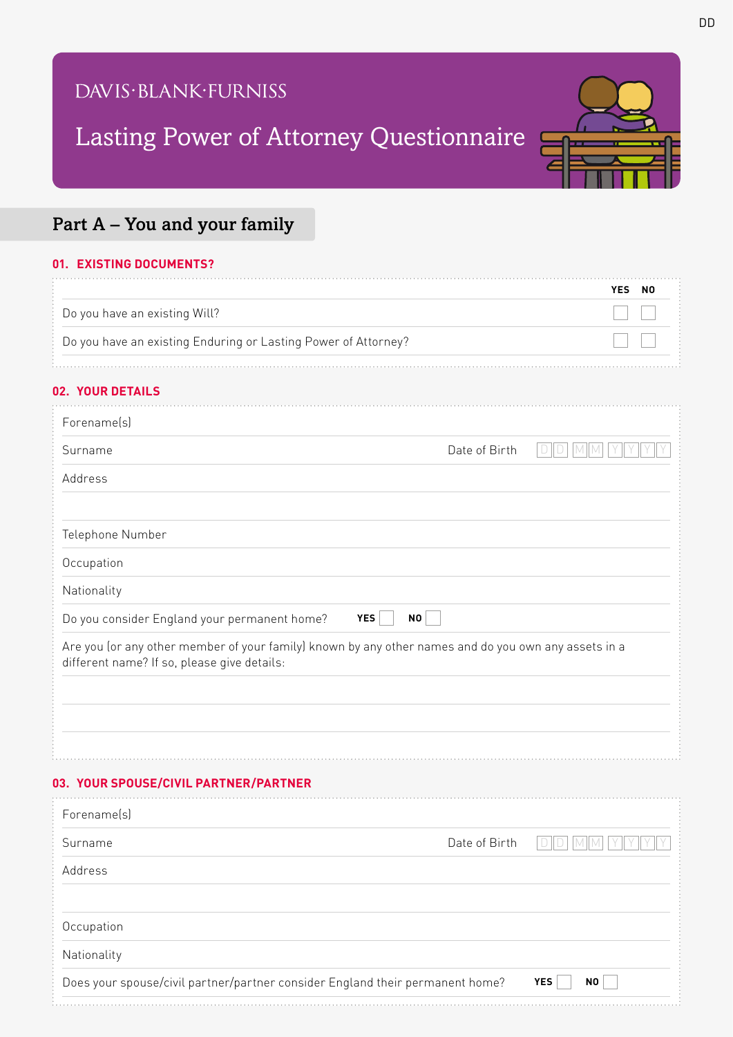DAVIS·BLANK·FURNISS

# Lasting Power of Attorney Questionnaire

## Part A – You and your family

### 01. EXISTING DOCUMENTS?

| | YES | NO |
|---|---|---|
| Do you have an existing Will? | ☐ | ☐ |
| Do you have an existing Enduring or Lasting Power of Attorney? | ☐ | ☐ |

### 02. YOUR DETAILS

Forename(s)

Surname | Date of Birth D D M M Y Y Y Y

Address

Telephone Number

Occupation

Nationality

Do you consider England your permanent home? **YES** ☐ **NO** ☐

Are you (or any other member of your family) known by any other names and do you own any assets in a different name? If so, please give details:

### 03. YOUR SPOUSE/CIVIL PARTNER/PARTNER

Forename(s)

Surname | Date of Birth D D M M Y Y Y Y

Address

Occupation

Nationality

Does your spouse/civil partner/partner consider England their permanent home? **YES** ☐ **NO** ☐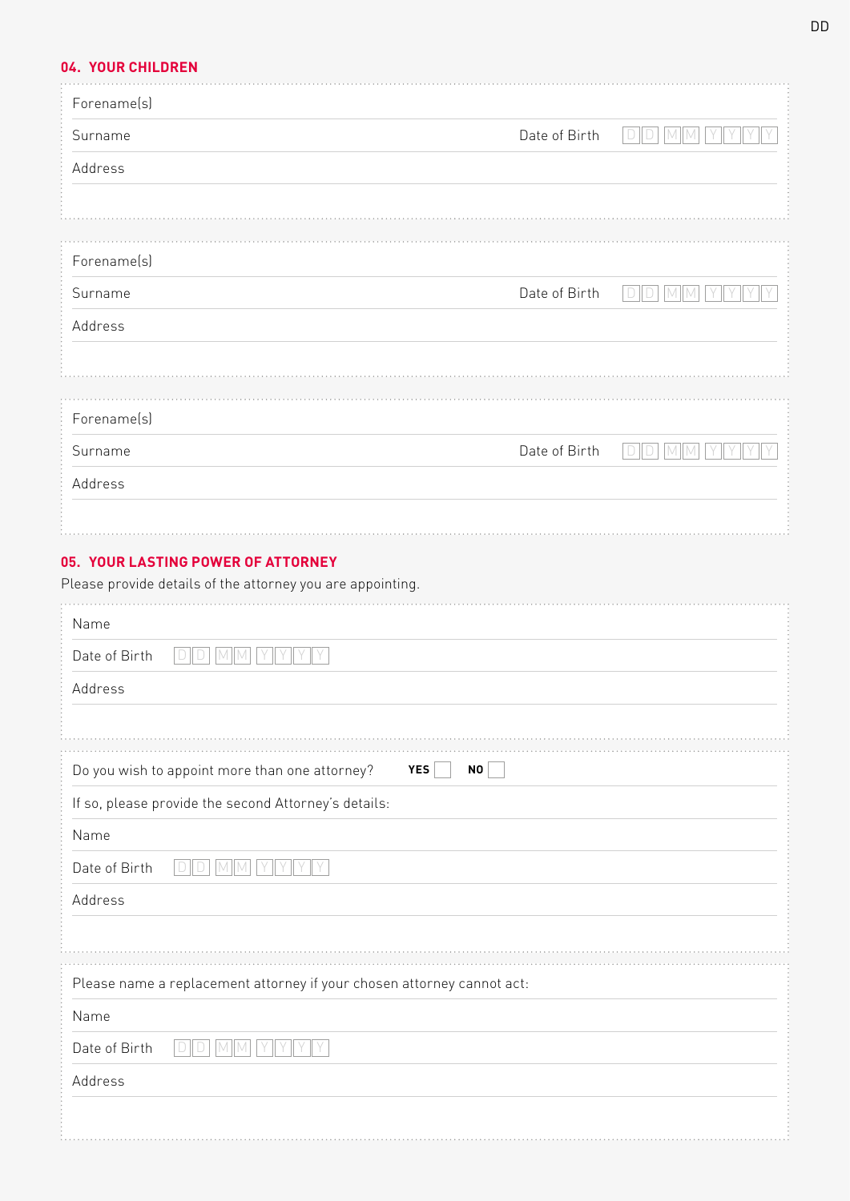## 04. YOUR CHILDREN

Forename(s)

Surname | Date of Birth D D M M Y Y Y Y

Address

---

Forename(s)

Surname | Date of Birth D D M M Y Y Y Y

Address

---

Forename(s)

Surname | Date of Birth D D M M Y Y Y Y

Address

## 05. YOUR LASTING POWER OF ATTORNEY

Please provide details of the attorney you are appointing.

Name

Date of Birth D D M M Y Y Y Y

Address

---

Do you wish to appoint more than one attorney? **YES** ☐ **NO** ☐

If so, please provide the second Attorney's details:

Name

Date of Birth D D M M Y Y Y Y

Address

---

Please name a replacement attorney if your chosen attorney cannot act:

Name

Date of Birth D D M M Y Y Y Y

Address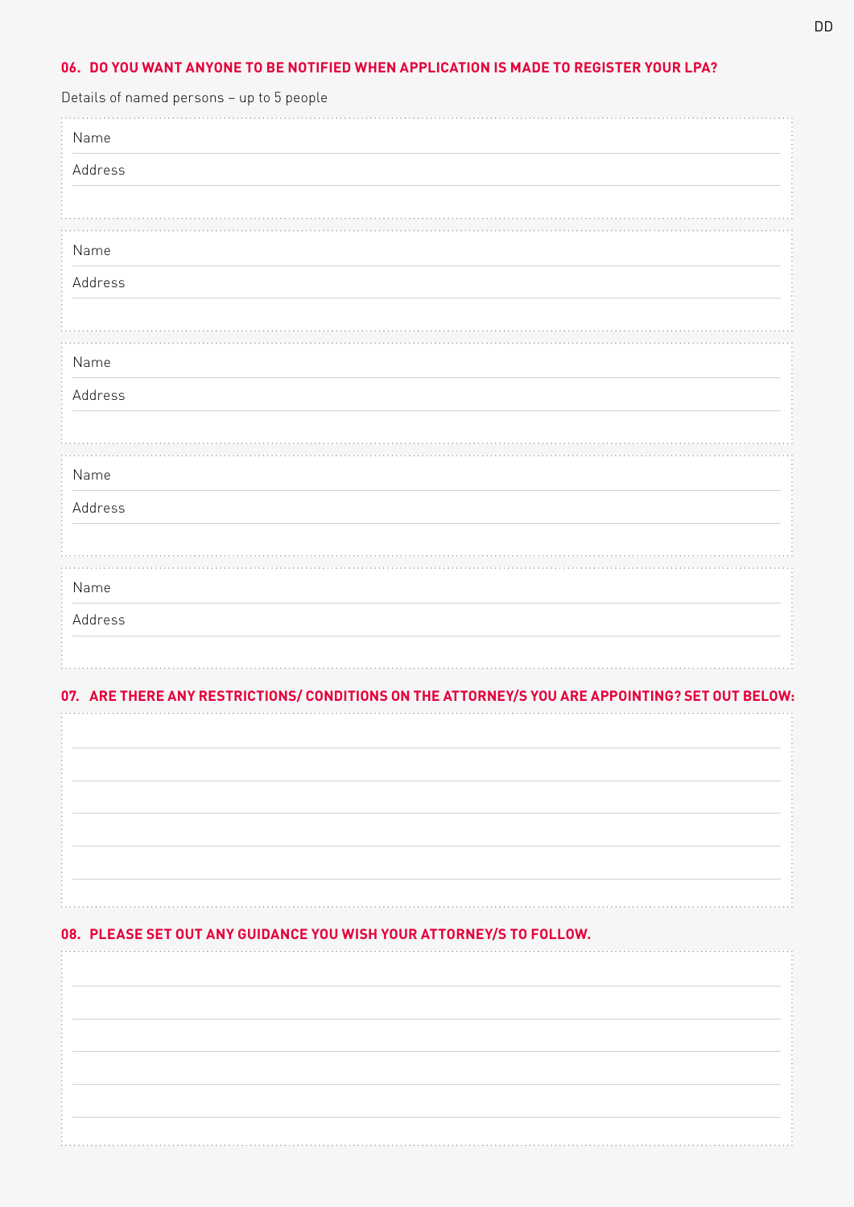## 06. DO YOU WANT ANYONE TO BE NOTIFIED WHEN APPLICATION IS MADE TO REGISTER YOUR LPA?

Details of named persons – up to 5 people

Name

Address

Name

Address

Name

Address

Name

Address

Name

Address

## 07. ARE THERE ANY RESTRICTIONS/ CONDITIONS ON THE ATTORNEY/S YOU ARE APPOINTING? SET OUT BELOW:

## 08. PLEASE SET OUT ANY GUIDANCE YOU WISH YOUR ATTORNEY/S TO FOLLOW.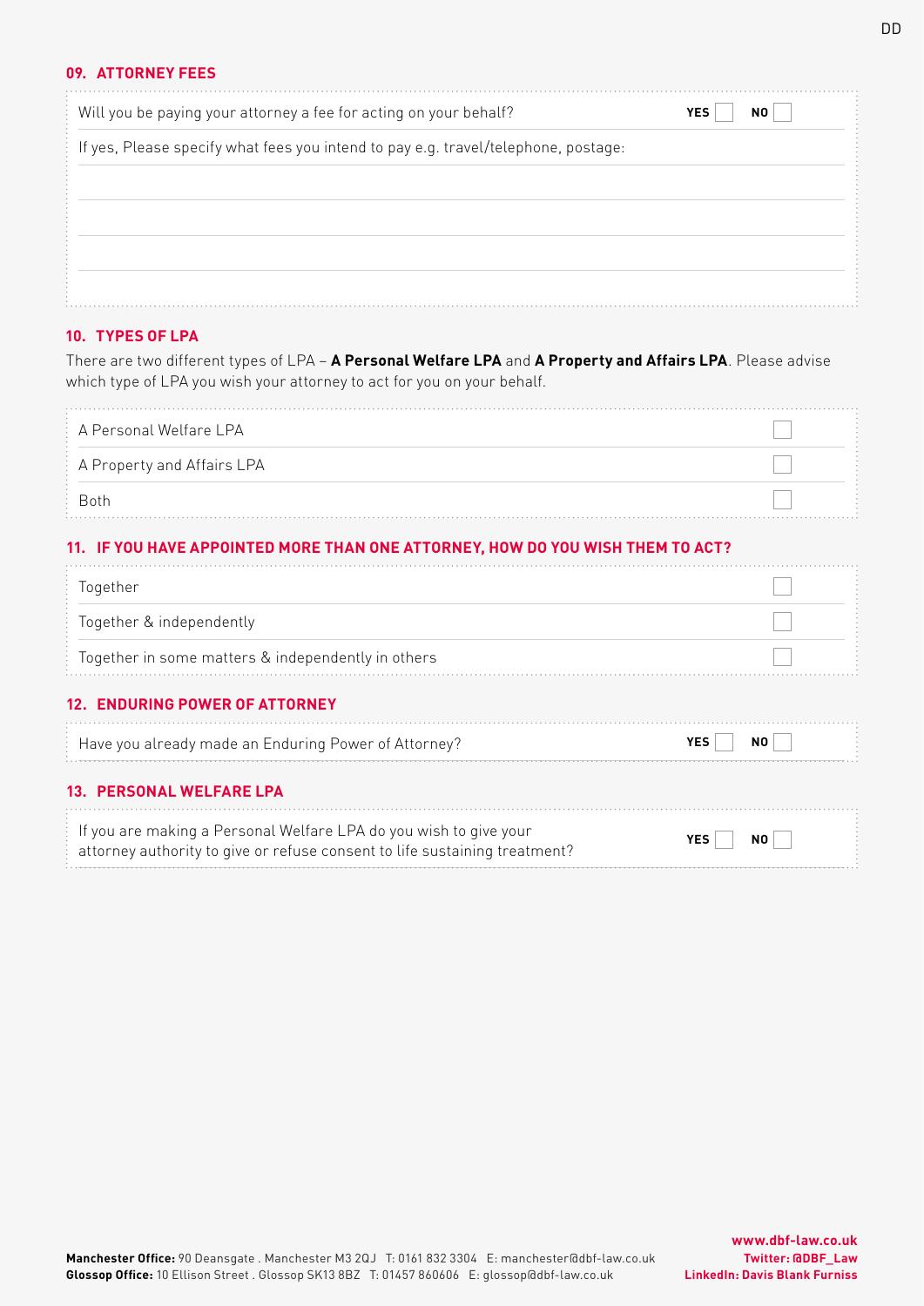## 09. ATTORNEY FEES

| | | |
|---|---|---|
| Will you be paying your attorney a fee for acting on your behalf? | YES ☐ | NO ☐ |

If yes, Please specify what fees you intend to pay e.g. travel/telephone, postage:

## 10. TYPES OF LPA

There are two different types of LPA – **A Personal Welfare LPA** and **A Property and Affairs LPA**. Please advise which type of LPA you wish your attorney to act for you on your behalf.

| | |
|---|---|
| A Personal Welfare LPA | ☐ |
| A Property and Affairs LPA | ☐ |
| Both | ☐ |

## 11. IF YOU HAVE APPOINTED MORE THAN ONE ATTORNEY, HOW DO YOU WISH THEM TO ACT?

| | |
|---|---|
| Together | ☐ |
| Together & independently | ☐ |
| Together in some matters & independently in others | ☐ |

## 12. ENDURING POWER OF ATTORNEY

| | | |
|---|---|---|
| Have you already made an Enduring Power of Attorney? | YES ☐ | NO ☐ |

## 13. PERSONAL WELFARE LPA

| | | |
|---|---|---|
| If you are making a Personal Welfare LPA do you wish to give your attorney authority to give or refuse consent to life sustaining treatment? | YES ☐ | NO ☐ |

**Manchester Office:** 90 Deansgate . Manchester M3 2QJ T: 0161 832 3304 E: manchester@dbf-law.co.uk
**Glossop Office:** 10 Ellison Street . Glossop SK13 8BZ T: 01457 860606 E: glossop@dbf-law.co.uk

**www.dbf-law.co.uk**
**Twitter: @DBF_Law**
**LinkedIn: Davis Blank Furniss**